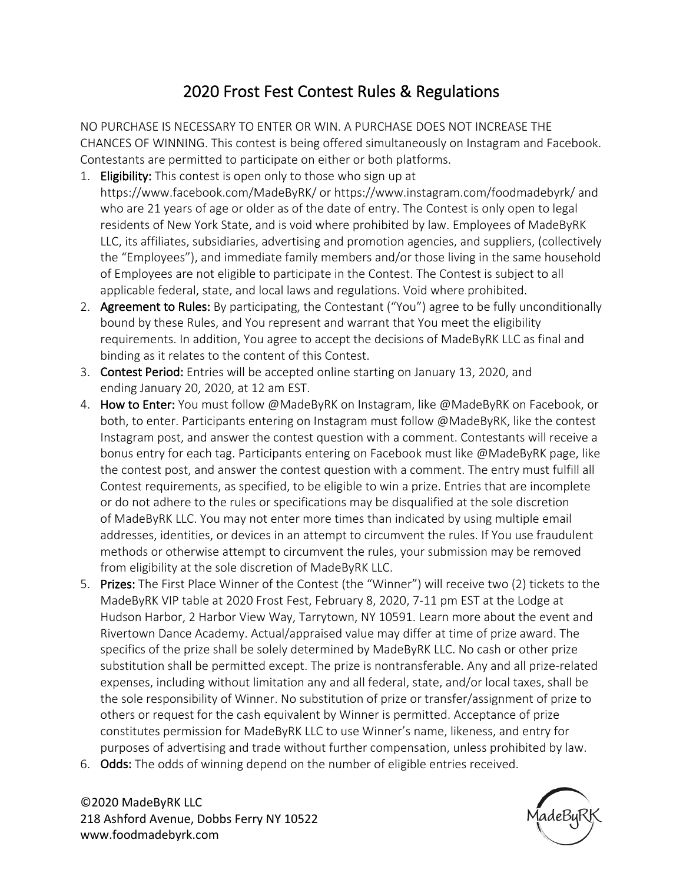# 2020 Frost Fest Contest Rules & Regulations

NO PURCHASE IS NECESSARY TO ENTER OR WIN. A PURCHASE DOES NOT INCREASE THE CHANCES OF WINNING. This contest is being offered simultaneously on Instagram and Facebook. Contestants are permitted to participate on either or both platforms.

1. **Eligibility:** This contest is open only to those who sign up at https://www.facebook.com/MadeByRK/ or https://www.instagram.com/foodmadebyrk/ and who are 21 years of age or older as of the date of entry. The Contest is only open to legal residents of New York State, and is void where prohibited by law. Employees of MadeByRK LLC, its affiliates, subsidiaries, advertising and promotion agencies, and suppliers, (collectively the "Employees"), and immediate family members and/or those living in the same household of Employees are not eligible to participate in the Contest. The Contest is subject to all applicable federal, state, and local laws and regulations. Void where prohibited.
2. **Agreement to Rules:** By participating, the Contestant ("You") agree to be fully unconditionally bound by these Rules, and You represent and warrant that You meet the eligibility requirements. In addition, You agree to accept the decisions of MadeByRK LLC as final and binding as it relates to the content of this Contest.
3. **Contest Period:** Entries will be accepted online starting on January 13, 2020, and ending January 20, 2020, at 12 am EST.
4. **How to Enter:** You must follow @MadeByRK on Instagram, like @MadeByRK on Facebook, or both, to enter. Participants entering on Instagram must follow @MadeByRK, like the contest Instagram post, and answer the contest question with a comment. Contestants will receive a bonus entry for each tag. Participants entering on Facebook must like @MadeByRK page, like the contest post, and answer the contest question with a comment. The entry must fulfill all Contest requirements, as specified, to be eligible to win a prize. Entries that are incomplete or do not adhere to the rules or specifications may be disqualified at the sole discretion of MadeByRK LLC. You may not enter more times than indicated by using multiple email addresses, identities, or devices in an attempt to circumvent the rules. If You use fraudulent methods or otherwise attempt to circumvent the rules, your submission may be removed from eligibility at the sole discretion of MadeByRK LLC.
5. **Prizes:** The First Place Winner of the Contest (the "Winner") will receive two (2) tickets to the MadeByRK VIP table at 2020 Frost Fest, February 8, 2020, 7-11 pm EST at the Lodge at Hudson Harbor, 2 Harbor View Way, Tarrytown, NY 10591. Learn more about the event and Rivertown Dance Academy. Actual/appraised value may differ at time of prize award. The specifics of the prize shall be solely determined by MadeByRK LLC. No cash or other prize substitution shall be permitted except. The prize is nontransferable. Any and all prize-related expenses, including without limitation any and all federal, state, and/or local taxes, shall be the sole responsibility of Winner. No substitution of prize or transfer/assignment of prize to others or request for the cash equivalent by Winner is permitted. Acceptance of prize constitutes permission for MadeByRK LLC to use Winner's name, likeness, and entry for purposes of advertising and trade without further compensation, unless prohibited by law.
6. **Odds:** The odds of winning depend on the number of eligible entries received.

©2020 MadeByRK LLC
218 Ashford Avenue, Dobbs Ferry NY 10522
www.foodmadebyrk.com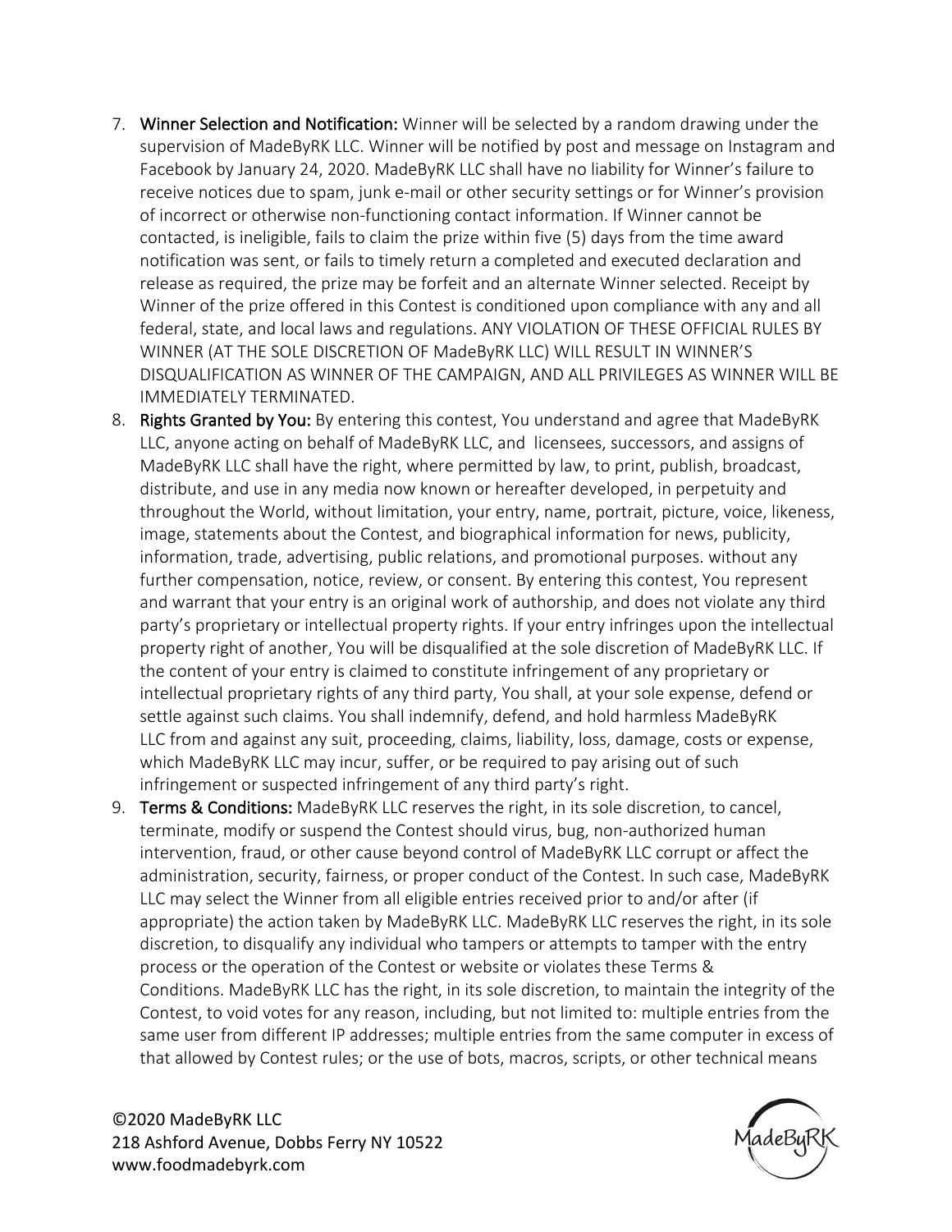7. **Winner Selection and Notification:** Winner will be selected by a random drawing under the supervision of MadeByRK LLC. Winner will be notified by post and message on Instagram and Facebook by January 24, 2020. MadeByRK LLC shall have no liability for Winner's failure to receive notices due to spam, junk e-mail or other security settings or for Winner's provision of incorrect or otherwise non-functioning contact information. If Winner cannot be contacted, is ineligible, fails to claim the prize within five (5) days from the time award notification was sent, or fails to timely return a completed and executed declaration and release as required, the prize may be forfeit and an alternate Winner selected. Receipt by Winner of the prize offered in this Contest is conditioned upon compliance with any and all federal, state, and local laws and regulations. ANY VIOLATION OF THESE OFFICIAL RULES BY WINNER (AT THE SOLE DISCRETION OF MadeByRK LLC) WILL RESULT IN WINNER'S DISQUALIFICATION AS WINNER OF THE CAMPAIGN, AND ALL PRIVILEGES AS WINNER WILL BE IMMEDIATELY TERMINATED.
8. **Rights Granted by You:** By entering this contest, You understand and agree that MadeByRK LLC, anyone acting on behalf of MadeByRK LLC, and licensees, successors, and assigns of MadeByRK LLC shall have the right, where permitted by law, to print, publish, broadcast, distribute, and use in any media now known or hereafter developed, in perpetuity and throughout the World, without limitation, your entry, name, portrait, picture, voice, likeness, image, statements about the Contest, and biographical information for news, publicity, information, trade, advertising, public relations, and promotional purposes. without any further compensation, notice, review, or consent. By entering this contest, You represent and warrant that your entry is an original work of authorship, and does not violate any third party's proprietary or intellectual property rights. If your entry infringes upon the intellectual property right of another, You will be disqualified at the sole discretion of MadeByRK LLC. If the content of your entry is claimed to constitute infringement of any proprietary or intellectual proprietary rights of any third party, You shall, at your sole expense, defend or settle against such claims. You shall indemnify, defend, and hold harmless MadeByRK LLC from and against any suit, proceeding, claims, liability, loss, damage, costs or expense, which MadeByRK LLC may incur, suffer, or be required to pay arising out of such infringement or suspected infringement of any third party's right.
9. **Terms & Conditions:** MadeByRK LLC reserves the right, in its sole discretion, to cancel, terminate, modify or suspend the Contest should virus, bug, non-authorized human intervention, fraud, or other cause beyond control of MadeByRK LLC corrupt or affect the administration, security, fairness, or proper conduct of the Contest. In such case, MadeByRK LLC may select the Winner from all eligible entries received prior to and/or after (if appropriate) the action taken by MadeByRK LLC. MadeByRK LLC reserves the right, in its sole discretion, to disqualify any individual who tampers or attempts to tamper with the entry process or the operation of the Contest or website or violates these Terms & Conditions. MadeByRK LLC has the right, in its sole discretion, to maintain the integrity of the Contest, to void votes for any reason, including, but not limited to: multiple entries from the same user from different IP addresses; multiple entries from the same computer in excess of that allowed by Contest rules; or the use of bots, macros, scripts, or other technical means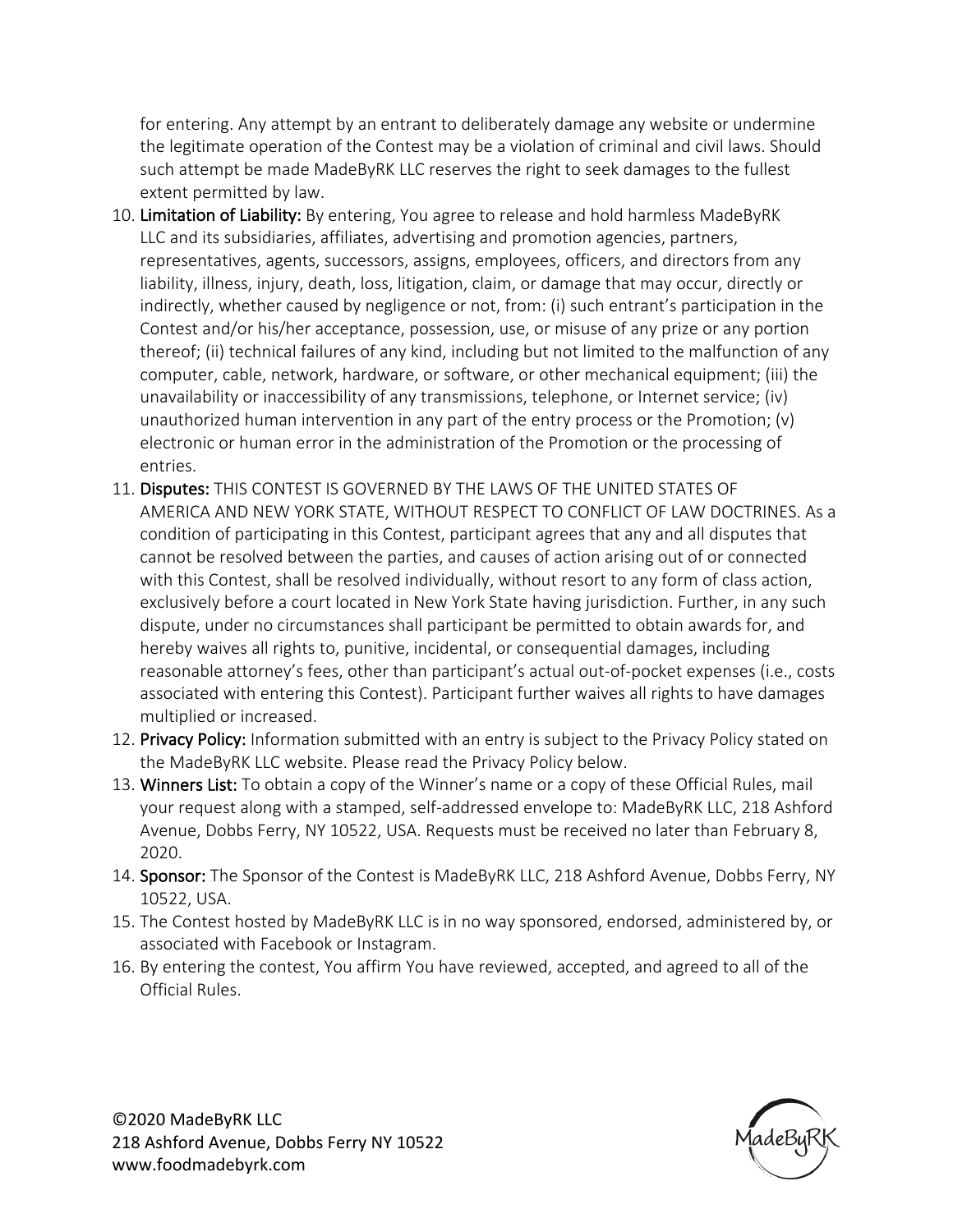for entering. Any attempt by an entrant to deliberately damage any website or undermine the legitimate operation of the Contest may be a violation of criminal and civil laws. Should such attempt be made MadeByRK LLC reserves the right to seek damages to the fullest extent permitted by law.

10. **Limitation of Liability:** By entering, You agree to release and hold harmless MadeByRK LLC and its subsidiaries, affiliates, advertising and promotion agencies, partners, representatives, agents, successors, assigns, employees, officers, and directors from any liability, illness, injury, death, loss, litigation, claim, or damage that may occur, directly or indirectly, whether caused by negligence or not, from: (i) such entrant's participation in the Contest and/or his/her acceptance, possession, use, or misuse of any prize or any portion thereof; (ii) technical failures of any kind, including but not limited to the malfunction of any computer, cable, network, hardware, or software, or other mechanical equipment; (iii) the unavailability or inaccessibility of any transmissions, telephone, or Internet service; (iv) unauthorized human intervention in any part of the entry process or the Promotion; (v) electronic or human error in the administration of the Promotion or the processing of entries.
11. **Disputes:** THIS CONTEST IS GOVERNED BY THE LAWS OF THE UNITED STATES OF AMERICA AND NEW YORK STATE, WITHOUT RESPECT TO CONFLICT OF LAW DOCTRINES. As a condition of participating in this Contest, participant agrees that any and all disputes that cannot be resolved between the parties, and causes of action arising out of or connected with this Contest, shall be resolved individually, without resort to any form of class action, exclusively before a court located in New York State having jurisdiction. Further, in any such dispute, under no circumstances shall participant be permitted to obtain awards for, and hereby waives all rights to, punitive, incidental, or consequential damages, including reasonable attorney's fees, other than participant's actual out-of-pocket expenses (i.e., costs associated with entering this Contest). Participant further waives all rights to have damages multiplied or increased.
12. **Privacy Policy:** Information submitted with an entry is subject to the Privacy Policy stated on the MadeByRK LLC website. Please read the Privacy Policy below.
13. **Winners List:** To obtain a copy of the Winner's name or a copy of these Official Rules, mail your request along with a stamped, self-addressed envelope to: MadeByRK LLC, 218 Ashford Avenue, Dobbs Ferry, NY 10522, USA. Requests must be received no later than February 8, 2020.
14. **Sponsor:** The Sponsor of the Contest is MadeByRK LLC, 218 Ashford Avenue, Dobbs Ferry, NY 10522, USA.
15. The Contest hosted by MadeByRK LLC is in no way sponsored, endorsed, administered by, or associated with Facebook or Instagram.
16. By entering the contest, You affirm You have reviewed, accepted, and agreed to all of the Official Rules.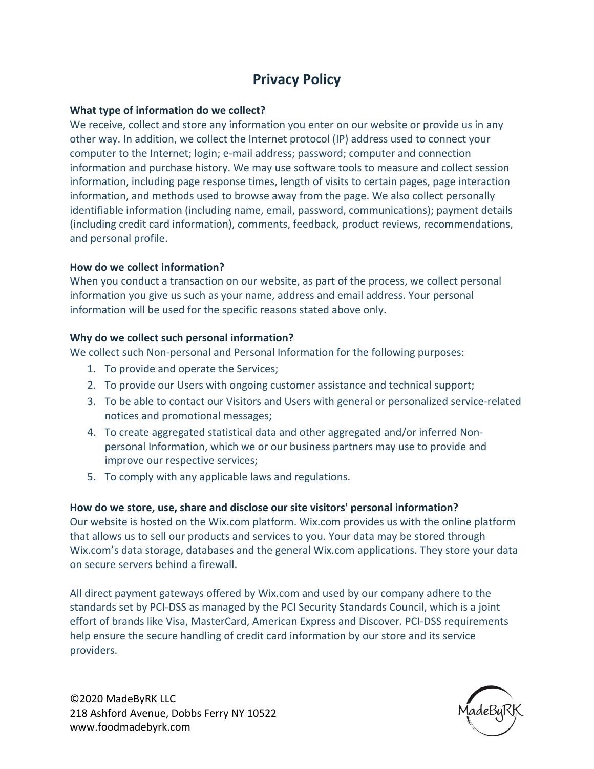# Privacy Policy

**What type of information do we collect?**

We receive, collect and store any information you enter on our website or provide us in any other way. In addition, we collect the Internet protocol (IP) address used to connect your computer to the Internet; login; e-mail address; password; computer and connection information and purchase history. We may use software tools to measure and collect session information, including page response times, length of visits to certain pages, page interaction information, and methods used to browse away from the page. We also collect personally identifiable information (including name, email, password, communications); payment details (including credit card information), comments, feedback, product reviews, recommendations, and personal profile.

**How do we collect information?**

When you conduct a transaction on our website, as part of the process, we collect personal information you give us such as your name, address and email address. Your personal information will be used for the specific reasons stated above only.

**Why do we collect such personal information?**

We collect such Non-personal and Personal Information for the following purposes:

1. To provide and operate the Services;
2. To provide our Users with ongoing customer assistance and technical support;
3. To be able to contact our Visitors and Users with general or personalized service-related notices and promotional messages;
4. To create aggregated statistical data and other aggregated and/or inferred Non-personal Information, which we or our business partners may use to provide and improve our respective services;
5. To comply with any applicable laws and regulations.

**How do we store, use, share and disclose our site visitors' personal information?**

Our website is hosted on the Wix.com platform. Wix.com provides us with the online platform that allows us to sell our products and services to you. Your data may be stored through Wix.com's data storage, databases and the general Wix.com applications. They store your data on secure servers behind a firewall.

All direct payment gateways offered by Wix.com and used by our company adhere to the standards set by PCI-DSS as managed by the PCI Security Standards Council, which is a joint effort of brands like Visa, MasterCard, American Express and Discover. PCI-DSS requirements help ensure the secure handling of credit card information by our store and its service providers.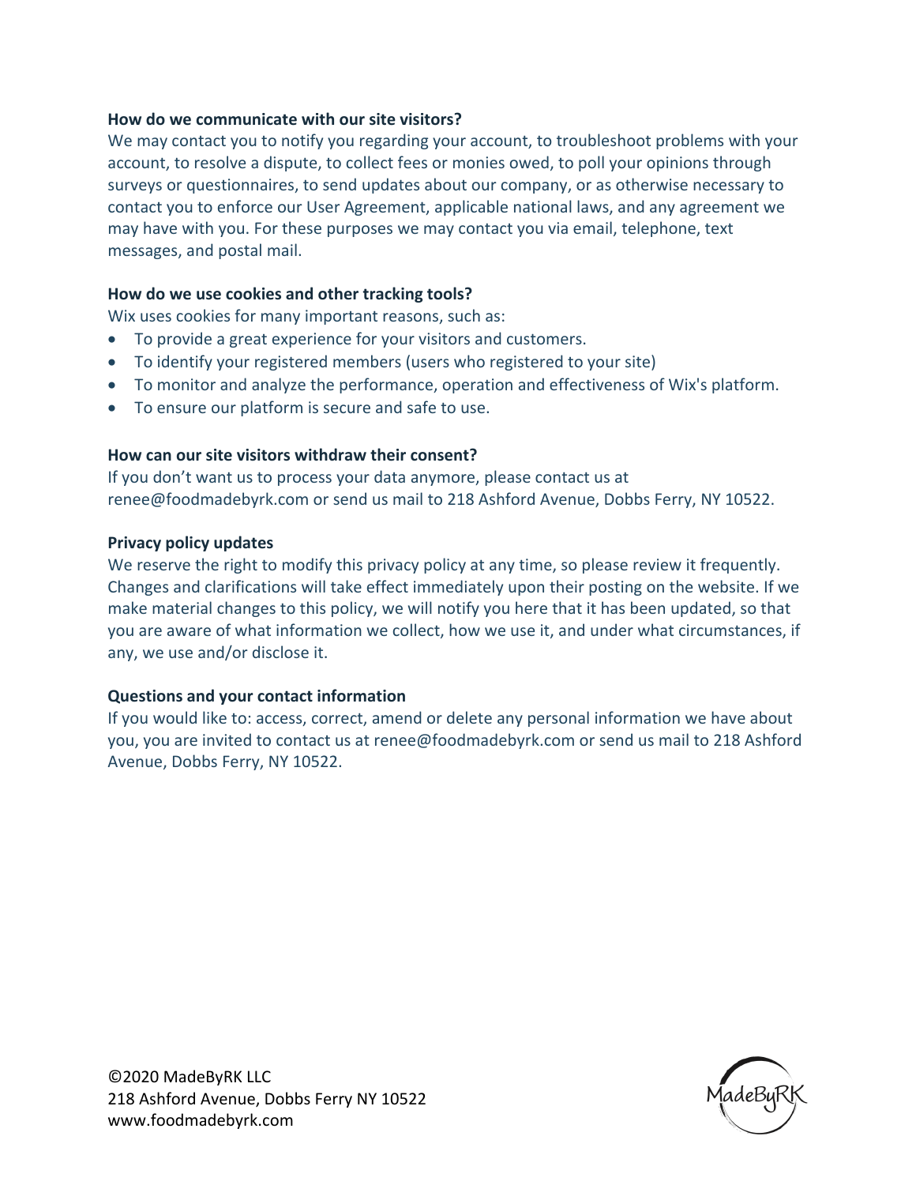**How do we communicate with our site visitors?**

We may contact you to notify you regarding your account, to troubleshoot problems with your account, to resolve a dispute, to collect fees or monies owed, to poll your opinions through surveys or questionnaires, to send updates about our company, or as otherwise necessary to contact you to enforce our User Agreement, applicable national laws, and any agreement we may have with you. For these purposes we may contact you via email, telephone, text messages, and postal mail.

**How do we use cookies and other tracking tools?**

Wix uses cookies for many important reasons, such as:

- To provide a great experience for your visitors and customers.
- To identify your registered members (users who registered to your site)
- To monitor and analyze the performance, operation and effectiveness of Wix's platform.
- To ensure our platform is secure and safe to use.

**How can our site visitors withdraw their consent?**

If you don't want us to process your data anymore, please contact us at renee@foodmadebyrk.com or send us mail to 218 Ashford Avenue, Dobbs Ferry, NY 10522.

**Privacy policy updates**

We reserve the right to modify this privacy policy at any time, so please review it frequently. Changes and clarifications will take effect immediately upon their posting on the website. If we make material changes to this policy, we will notify you here that it has been updated, so that you are aware of what information we collect, how we use it, and under what circumstances, if any, we use and/or disclose it.

**Questions and your contact information**

If you would like to: access, correct, amend or delete any personal information we have about you, you are invited to contact us at renee@foodmadebyrk.com or send us mail to 218 Ashford Avenue, Dobbs Ferry, NY 10522.